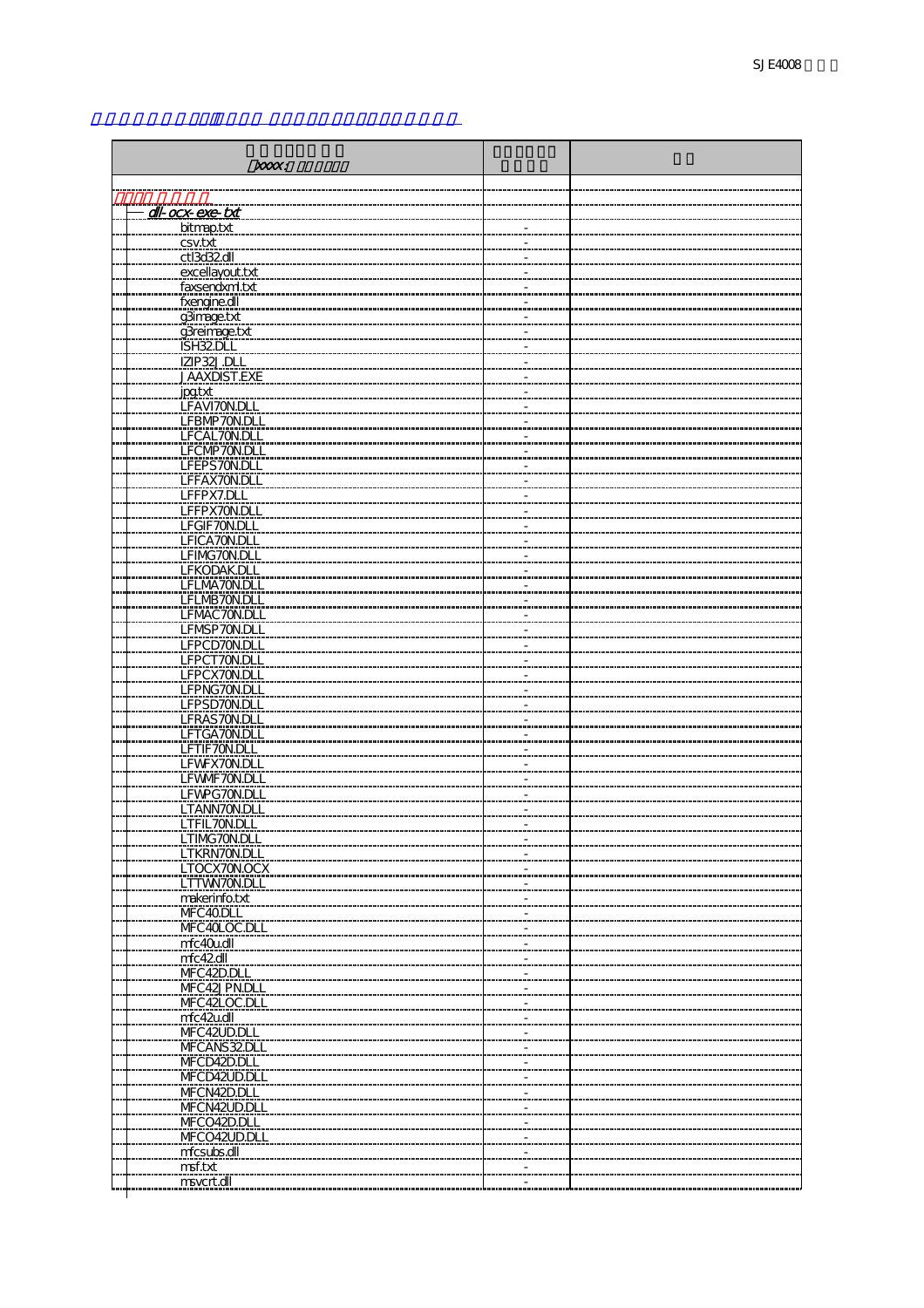| xxxx: | | |
|---|---|---|
| | | |
| ─ dll-ocx-exe-txt | | |
| bitmap.txt | - | |
| csv.txt | - | |
| ctl3d32.dll | - | |
| excellayout.txt | - | |
| faxsendxml.txt | - | |
| fxengine.dll | - | |
| g3image.txt | - | |
| g3reimage.txt | - | |
| ISH32.DLL | - | |
| IZIP32J.DLL | - | |
| JAAXDIST.EXE | - | |
| jpg.txt | - | |
| LFAVI70N.DLL | - | |
| LFBMP70N.DLL | - | |
| LFCAL70N.DLL | - | |
| LFCMP70N.DLL | - | |
| LFEPS70N.DLL | - | |
| LFFAX70N.DLL | - | |
| LFFPX7.DLL | - | |
| LFFPX70N.DLL | - | |
| LFGIF70N.DLL | - | |
| LFICA70N.DLL | - | |
| LFIMG70N.DLL | - | |
| LFKODAK.DLL | - | |
| LFLMA70N.DLL | - | |
| LFLMB70N.DLL | - | |
| LFMAC70N.DLL | - | |
| LFMSP70N.DLL | - | |
| LFPCD70N.DLL | - | |
| LFPCT70N.DLL | - | |
| LFPCX70N.DLL | - | |
| LFPNG70N.DLL | - | |
| LFPSD70N.DLL | - | |
| LFRAS70N.DLL | - | |
| LFTGA70N.DLL | - | |
| LFTIF70N.DLL | - | |
| LFWFX70N.DLL | - | |
| LFWMF70N.DLL | - | |
| LFWPG70N.DLL | - | |
| LTANN70N.DLL | - | |
| LTFIL70N.DLL | - | |
| LTIMG70N.DLL | - | |
| LTKRN70N.DLL | - | |
| LTOCX70N.OCX | - | |
| LTTWN70N.DLL | - | |
| makerinfo.txt | - | |
| MFC40.DLL | - | |
| MFC40LOC.DLL | - | |
| mfc40u.dll | - | |
| mfc42.dll | - | |
| MFC42D.DLL | - | |
| MFC42JPN.DLL | - | |
| MFC42LOC.DLL | - | |
| mfc42u.dll | - | |
| MFC42UD.DLL | - | |
| MFCANS32.DLL | - | |
| MFCD42D.DLL | - | |
| MFCD42UD.DLL | - | |
| MFCN42D.DLL | - | |
| MFCN42UD.DLL | - | |
| MFCO42D.DLL | - | |
| MFCO42UD.DLL | - | |
| mfcsubs.dll | - | |
| msf.txt | - | |
| msvcrt.dll | - | |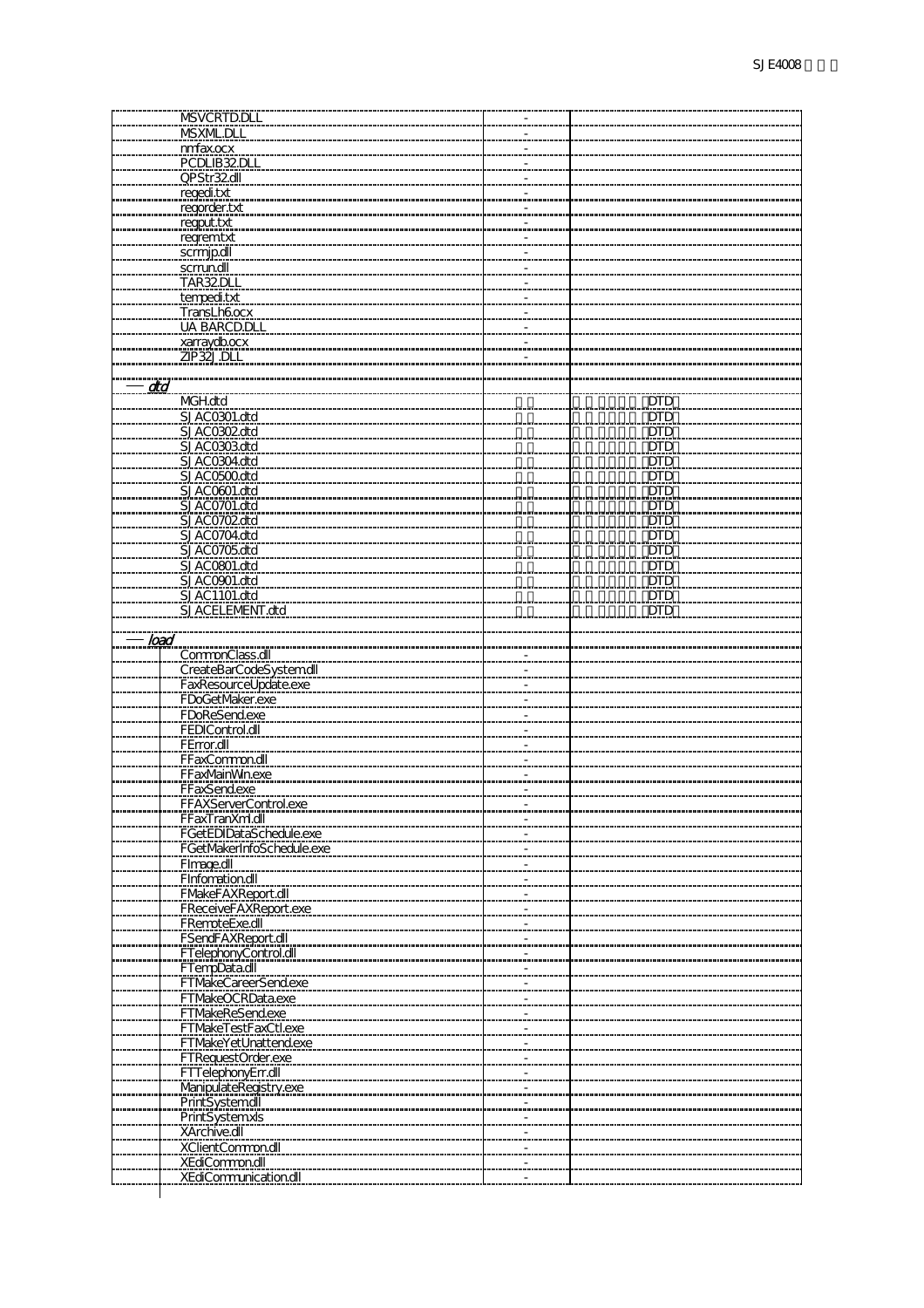| | | |
|---|---|---|
| MSVCRTD.DLL | - | |
| MSXML.DLL | - | |
| nmfax.ocx | - | |
| PCDLIB32.DLL | - | |
| QPStr32.dll | - | |
| regedi.txt | - | |
| regorder.txt | - | |
| regput.txt | - | |
| regrem.txt | - | |
| scrrnjp.dll | - | |
| scrrun.dll | - | |
| TAR32.DLL | - | |
| tempedi.txt | - | |
| TransLh6.ocx | - | |
| UA BARCD.DLL | - | |
| xarraydb.ocx | - | |
| ZIP32J.DLL | - | |
| | | |
| dtd | | |
| MGH.dtd | | DTD |
| SJAC0301.dtd | | DTD |
| SJAC0302.dtd | | DTD |
| SJAC0303.dtd | | DTD |
| SJAC0304.dtd | | DTD |
| SJAC0500.dtd | | DTD |
| SJAC0601.dtd | | DTD |
| SJAC0701.dtd | | DTD |
| SJAC0702.dtd | | DTD |
| SJAC0704.dtd | | DTD |
| SJAC0705.dtd | | DTD |
| SJAC0801.dtd | | DTD |
| SJAC0901.dtd | | DTD |
| SJAC1101.dtd | | DTD |
| SJACELEMENT.dtd | | DTD |
| | | |
| load | | |
| CommonClass.dll | - | |
| CreateBarCodeSystem.dll | - | |
| FaxResourceUpdate.exe | - | |
| FDoGetMaker.exe | - | |
| FDoReSend.exe | - | |
| FEDIControl.dll | - | |
| FError.dll | - | |
| FFaxCommon.dll | - | |
| FFaxMainWin.exe | - | |
| FFaxSend.exe | - | |
| FFAXServerControl.exe | - | |
| FFaxTranXml.dll | - | |
| FGetEDIDataSchedule.exe | - | |
| FGetMakerInfoSchedule.exe | - | |
| FImage.dll | - | |
| FInfomation.dll | - | |
| FMakeFAXReport.dll | - | |
| FReceiveFAXReport.exe | - | |
| FRemoteExe.dll | - | |
| FSendFAXReport.dll | - | |
| FTelephonyControl.dll | - | |
| FTempData.dll | - | |
| FTMakeCareerSend.exe | - | |
| FTMakeOCRData.exe | - | |
| FTMakeReSend.exe | - | |
| FTMakeTestFaxCtl.exe | - | |
| FTMakeYetUnattend.exe | - | |
| FTRequestOrder.exe | - | |
| FTTelephonyErr.dll | - | |
| ManipulateRegistry.exe | - | |
| PrintSystem.dll | - | |
| PrintSystem.xls | - | |
| XArchive.dll | - | |
| XClientCommon.dll | - | |
| XEdiCommon.dll | - | |
| XEdiCommunication.dll | - | |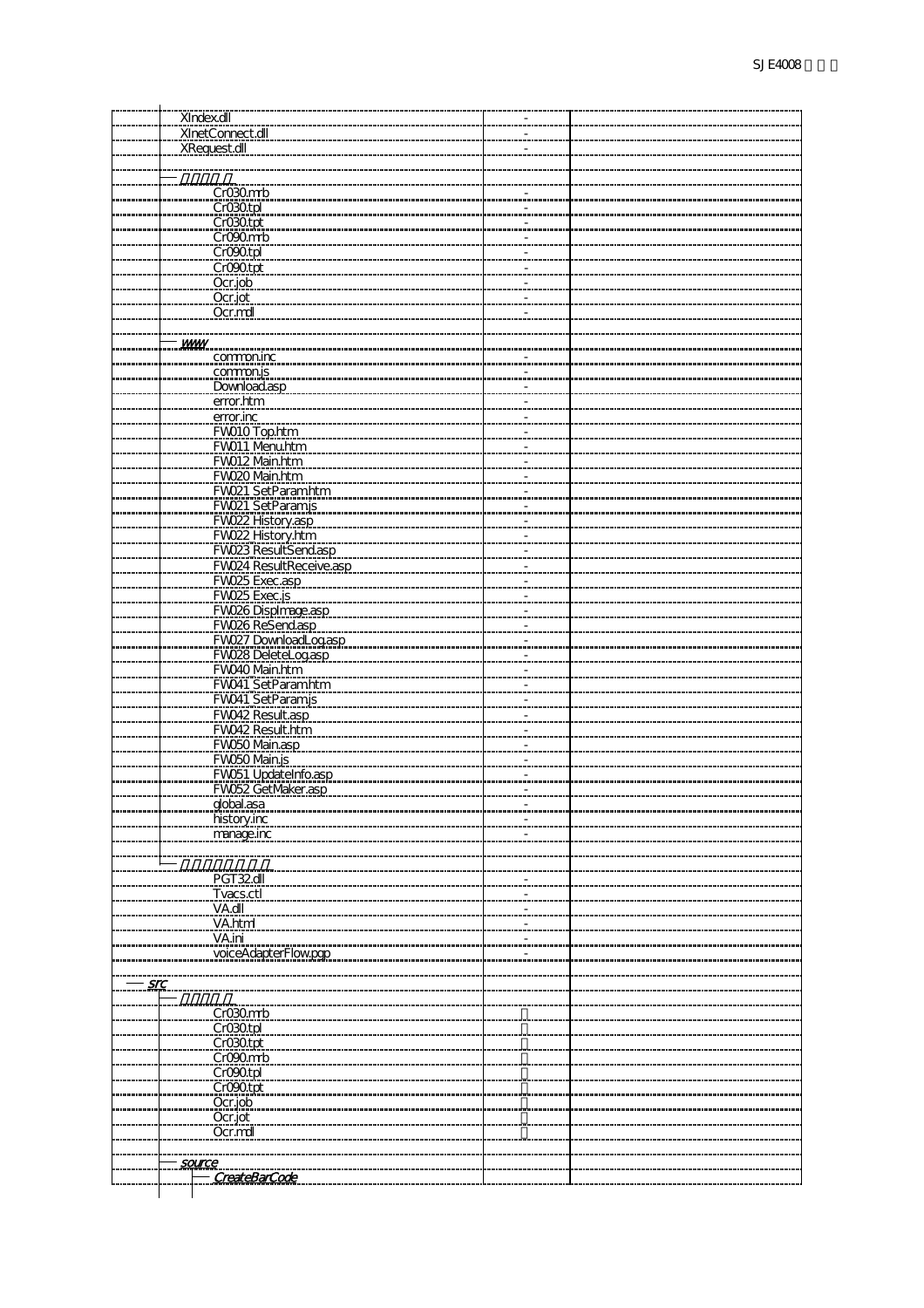| | | |
|---|---|---|
| XIndex.dll | - | |
| XInetConnect.dll | - | |
| XRequest.dll | - | |
| | | |
| *_______* | | |
| Cr030.mrb | - | |
| Cr030.tpl | - | |
| Cr030.tpt | - | |
| Cr090.mrb | - | |
| Cr090.tpl | - | |
| Cr090.tpt | - | |
| Ocr.job | - | |
| Ocr.jot | - | |
| Ocr.mdl | - | |
| | | |
| ***www*** | | |
| common.inc | - | |
| common.js | - | |
| Download.asp | - | |
| error.htm | - | |
| error.inc | - | |
| FW010 Top.htm | - | |
| FW011 Menu.htm | - | |
| FW012 Main.htm | - | |
| FW020 Main.htm | - | |
| FW021 SetParam.htm | - | |
| FW021 SetParam.js | - | |
| FW022 History.asp | - | |
| FW022 History.htm | - | |
| FW023 ResultSend.asp | - | |
| FW024 ResultReceive.asp | - | |
| FW025 Exec.asp | - | |
| FW025 Exec.js | - | |
| FW026 DispImage.asp | - | |
| FW026 ReSend.asp | - | |
| FW027 DownloadLog.asp | - | |
| FW028 DeleteLog.asp | - | |
| FW040 Main.htm | - | |
| FW041 SetParam.htm | - | |
| FW041 SetParam.js | - | |
| FW042 Result.asp | - | |
| FW042 Result.htm | - | |
| FW050 Main.asp | - | |
| FW050 Main.js | - | |
| FW051 UpdateInfo.asp | - | |
| FW052 GetMaker.asp | - | |
| global.asa | - | |
| history.inc | - | |
| manage.inc | - | |
| | | |
| *__________* | | |
| PGT32.dll | - | |
| Tvacs.ctl | - | |
| VA.dll | - | |
| VA.html | - | |
| VA.ini | - | |
| voiceAdapterFlow.pgp | - | |
| | | |
| ***src*** | | |
| *_______* | | |
| Cr030.mrb | | |
| Cr030.tpl | | |
| Cr030.tpt | | |
| Cr090.mrb | | |
| Cr090.tpl | | |
| Cr090.tpt | | |
| Ocr.job | | |
| Ocr.jot | | |
| Ocr.mdl | | |
| | | |
| ***source*** | | |
| ***CreateBarCode*** | | |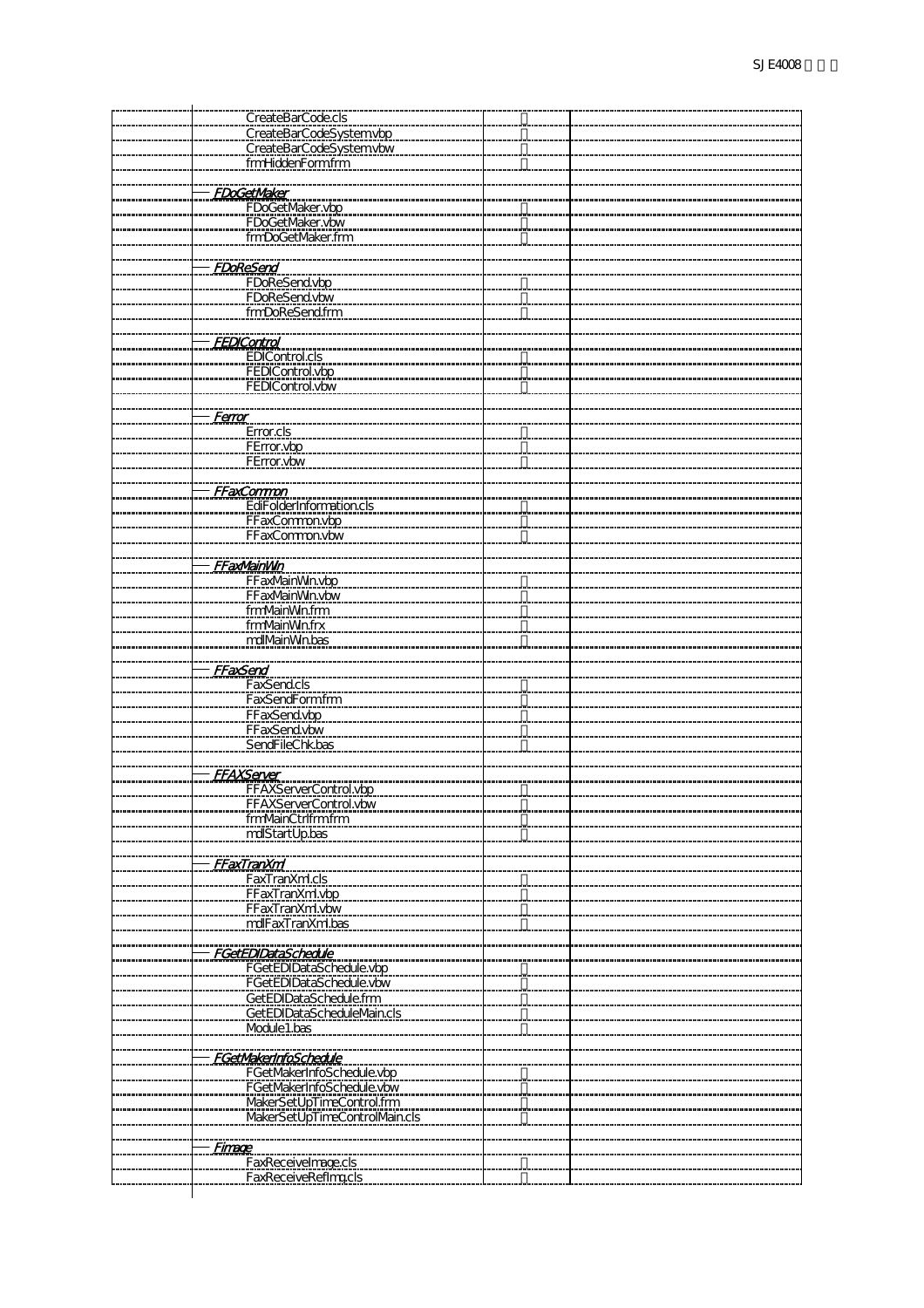| | File | | |
|---|---|---|---|
| | CreateBarCode.cls | | |
| | CreateBarCodeSystem.vbp | | |
| | CreateBarCodeSystem.vbw | | |
| | frmHiddenForm.frm | | |
| | | | |
| *FDoGetMaker* | | | |
| | FDoGetMaker.vbp | | |
| | FDoGetMaker.vbw | | |
| | frmDoGetMaker.frm | | |
| | | | |
| *FDoReSend* | | | |
| | FDoReSend.vbp | | |
| | FDoReSend.vbw | | |
| | frmDoReSend.frm | | |
| | | | |
| *FEDIControl* | | | |
| | EDIControl.cls | | |
| | FEDIControl.vbp | | |
| | FEDIControl.vbw | | |
| | | | |
| *Ferror* | | | |
| | Error.cls | | |
| | FError.vbp | | |
| | FError.vbw | | |
| | | | |
| *FFaxCommon* | | | |
| | EdiFolderInformation.cls | | |
| | FFaxCommon.vbp | | |
| | FFaxCommon.vbw | | |
| | | | |
| *FFaxMainWin* | | | |
| | FFaxMainWin.vbp | | |
| | FFaxMainWin.vbw | | |
| | frmMainWin.frm | | |
| | frmMainWin.frx | | |
| | mdlMainWin.bas | | |
| | | | |
| *FFaxSend* | | | |
| | FaxSend.cls | | |
| | FaxSendForm.frm | | |
| | FFaxSend.vbp | | |
| | FFaxSend.vbw | | |
| | SendFileChk.bas | | |
| | | | |
| *FFAXServer* | | | |
| | FFAXServerControl.vbp | | |
| | FFAXServerControl.vbw | | |
| | frmMainCtrlfrm.frm | | |
| | mdlStartUp.bas | | |
| | | | |
| *FFaxTranXml* | | | |
| | FaxTranXml.cls | | |
| | FFaxTranXml.vbp | | |
| | FFaxTranXml.vbw | | |
| | mdlFaxTranXml.bas | | |
| | | | |
| *FGetEDIDataSchedule* | | | |
| | FGetEDIDataSchedule.vbp | | |
| | FGetEDIDataSchedule.vbw | | |
| | GetEDIDataSchedule.frm | | |
| | GetEDIDataScheduleMain.cls | | |
| | Module1.bas | | |
| | | | |
| *FGetMakerInfoSchedule* | | | |
| | FGetMakerInfoSchedule.vbp | | |
| | FGetMakerInfoSchedule.vbw | | |
| | MakerSetUpTimeControl.frm | | |
| | MakerSetUpTimeControlMain.cls | | |
| | | | |
| *FImage* | | | |
| | FaxReceiveImage.cls | | |
| | FaxReceiveRefImg.cls | | |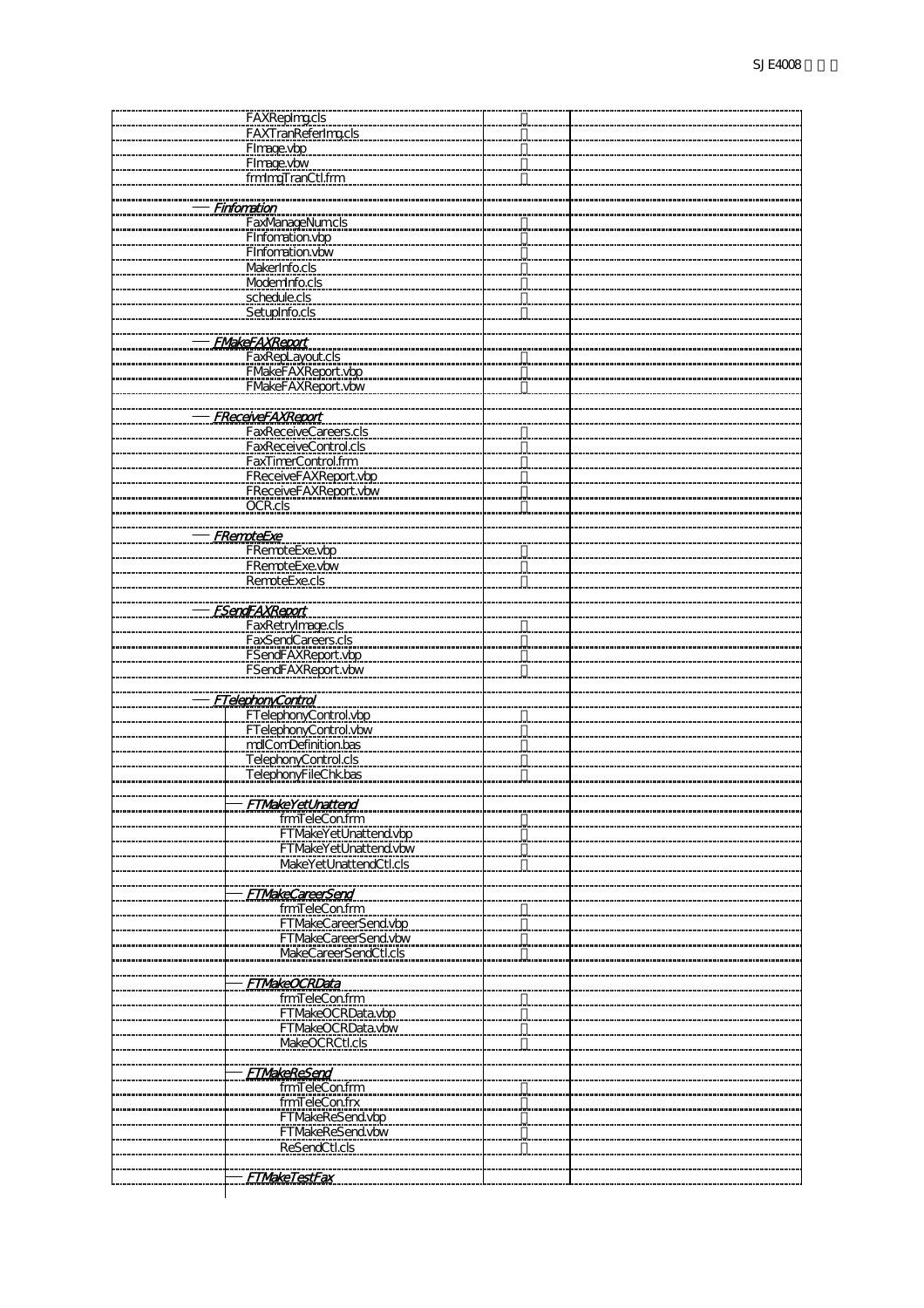| File | | |
|---|---|---|
| FAXRepImg.cls | | |
| FAXTranReferImg.cls | | |
| FImage.vbp | | |
| FImage.vbw | | |
| frmImgTranCtl.frm | | |
| | | |
| *Finfomation* | | |
| FaxManageNum.cls | | |
| FInfomation.vbp | | |
| FInfomation.vbw | | |
| MakerInfo.cls | | |
| ModemInfo.cls | | |
| schedule.cls | | |
| SetupInfo.cls | | |
| | | |
| *FMakeFAXReport* | | |
| FaxRepLayout.cls | | |
| FMakeFAXReport.vbp | | |
| FMakeFAXReport.vbw | | |
| | | |
| *FReceiveFAXReport* | | |
| FaxReceiveCareers.cls | | |
| FaxReceiveControl.cls | | |
| FaxTimerControl.frm | | |
| FReceiveFAXReport.vbp | | |
| FReceiveFAXReport.vbw | | |
| OCR.cls | | |
| | | |
| *FRemoteExe* | | |
| FRemoteExe.vbp | | |
| FRemoteExe.vbw | | |
| RemoteExe.cls | | |
| | | |
| *FSendFAXReport* | | |
| FaxRetryImage.cls | | |
| FaxSendCareers.cls | | |
| FSendFAXReport.vbp | | |
| FSendFAXReport.vbw | | |
| | | |
| *FTelephonyControl* | | |
| FTelephonyControl.vbp | | |
| FTelephonyControl.vbw | | |
| mdlComDefinition.bas | | |
| TelephonyControl.cls | | |
| TelephonyFileChk.bas | | |
| | | |
| *FTMakeYetUnattend* | | |
| frmTeleCon.frm | | |
| FTMakeYetUnattend.vbp | | |
| FTMakeYetUnattend.vbw | | |
| MakeYetUnattendCtl.cls | | |
| | | |
| *FTMakeCareerSend* | | |
| frmTeleCon.frm | | |
| FTMakeCareerSend.vbp | | |
| FTMakeCareerSend.vbw | | |
| MakeCareerSendCtl.cls | | |
| | | |
| *FTMakeOCRData* | | |
| frmTeleCon.frm | | |
| FTMakeOCRData.vbp | | |
| FTMakeOCRData.vbw | | |
| MakeOCRCtl.cls | | |
| | | |
| *FTMakeReSend* | | |
| frmTeleCon.frm | | |
| frmTeleCon.frx | | |
| FTMakeReSend.vbp | | |
| FTMakeReSend.vbw | | |
| ReSendCtl.cls | | |
| | | |
| *FTMakeTestFax* | | |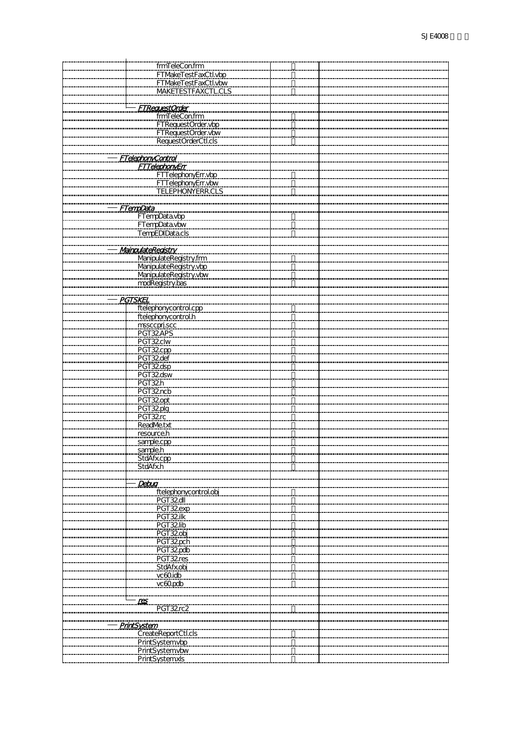| | | |
|---|---|---|
| frmTeleCon.frm | 〇 | |
| FTMakeTestFaxCtl.vbp | 〇 | |
| FTMakeTestFaxCtl.vbw | 〇 | |
| MAKETESTFAXCTL.CLS | 〇 | |
| | | |
| *FTRequestOrder* | | |
| frmTeleCon.frm | 〇 | |
| FTRequestOrder.vbp | 〇 | |
| FTRequestOrder.vbw | 〇 | |
| RequestOrderCtl.cls | 〇 | |
| | | |
| *FTelephonyControl* | | |
| *FTTelephonyErr* | | |
| FTTelephonyErr.vbp | 〇 | |
| FTTelephonyErr.vbw | 〇 | |
| TELEPHONYERR.CLS | 〇 | |
| | | |
| *FTempData* | | |
| FTempData.vbp | 〇 | |
| FTempData.vbw | 〇 | |
| TempEDIData.cls | 〇 | |
| | | |
| *MainpulateRegistry* | | |
| ManipulateRegistry.frm | 〇 | |
| ManipulateRegistry.vbp | 〇 | |
| ManipulateRegistry.vbw | 〇 | |
| modRegistry.bas | 〇 | |
| | | |
| *PGTSKEL* | | |
| ftelephonycontrol.cpp | 〇 | |
| ftelephonycontrol.h | 〇 | |
| mssccprj.scc | 〇 | |
| PGT32.APS | 〇 | |
| PGT32.clw | 〇 | |
| PGT32.cpp | 〇 | |
| PGT32.def | 〇 | |
| PGT32.dsp | 〇 | |
| PGT32.dsw | 〇 | |
| PGT32.h | 〇 | |
| PGT32.ncb | 〇 | |
| PGT32.opt | 〇 | |
| PGT32.plg | 〇 | |
| PGT32.rc | 〇 | |
| ReadMe.txt | 〇 | |
| resource.h | 〇 | |
| sample.cpp | 〇 | |
| sample.h | 〇 | |
| StdAfx.cpp | 〇 | |
| StdAfx.h | 〇 | |
| | | |
| *Debug* | | |
| ftelephonycontrol.obj | 〇 | |
| PGT32.dll | 〇 | |
| PGT32.exp | 〇 | |
| PGT32.ilk | 〇 | |
| PGT32.lib | 〇 | |
| PGT32.obj | 〇 | |
| PGT32.pch | 〇 | |
| PGT32.pdb | 〇 | |
| PGT32.res | 〇 | |
| StdAfx.obj | 〇 | |
| vc60.idb | 〇 | |
| vc60.pdb | 〇 | |
| | | |
| *res* | | |
| PGT32.rc2 | 〇 | |
| | | |
| *PrintSystem* | | |
| CreateReportCtl.cls | 〇 | |
| PrintSystem.vbp | 〇 | |
| PrintSystem.vbw | 〇 | |
| PrintSystem.xls | 〇 | |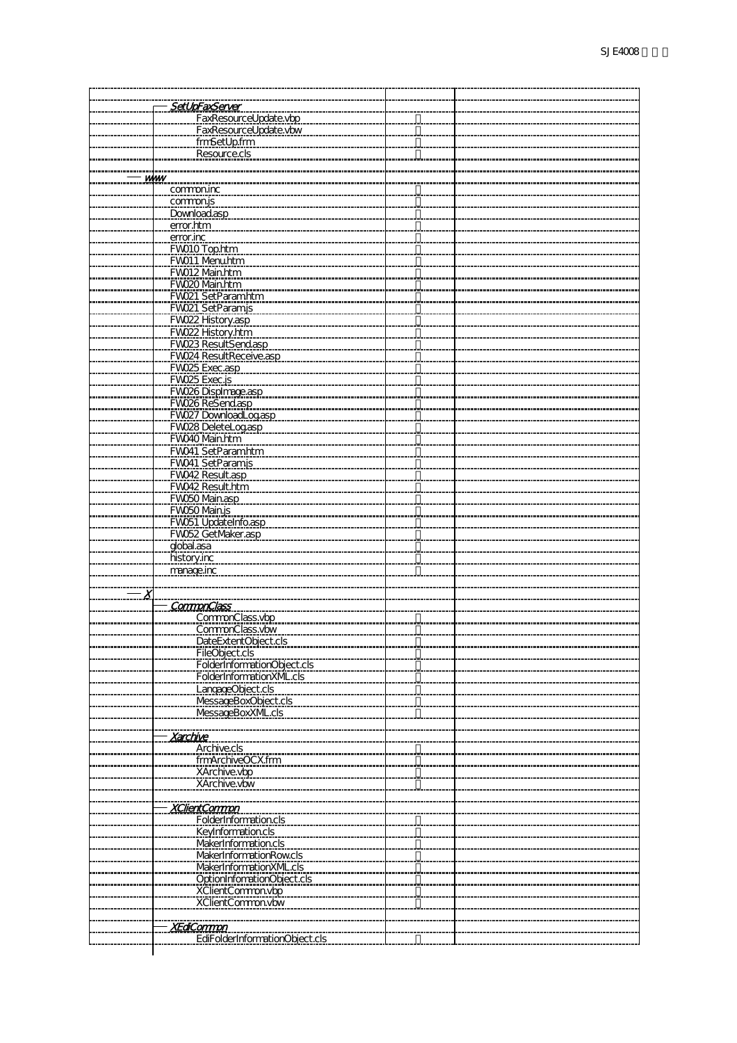| | | |
|---|---|---|
| SetUpFaxServer | | |
| FaxResourceUpdate.vbp | | |
| FaxResourceUpdate.vbw | | |
| frmSetUp.frm | | |
| Resource.cls | | |
| | | |
| www | | |
| common.inc | | |
| common.js | | |
| Download.asp | | |
| error.htm | | |
| error.inc | | |
| FW010 Top.htm | | |
| FW011 Menu.htm | | |
| FW012 Main.htm | | |
| FW020 Main.htm | | |
| FW021 SetParam.htm | | |
| FW021 SetParam.js | | |
| FW022 History.asp | | |
| FW022 History.htm | | |
| FW023 ResultSend.asp | | |
| FW024 ResultReceive.asp | | |
| FW025 Exec.asp | | |
| FW025 Exec.js | | |
| FW026 DispImage.asp | | |
| FW026 ReSend.asp | | |
| FW027 DownloadLog.asp | | |
| FW028 DeleteLog.asp | | |
| FW040 Main.htm | | |
| FW041 SetParam.htm | | |
| FW041 SetParam.js | | |
| FW042 Result.asp | | |
| FW042 Result.htm | | |
| FW050 Main.asp | | |
| FW050 Main.js | | |
| FW051 UpdateInfo.asp | | |
| FW052 GetMaker.asp | | |
| global.asa | | |
| history.inc | | |
| manage.inc | | |
| | | |
| X | | |
| CommonClass | | |
| CommonClass.vbp | | |
| CommonClass.vbw | | |
| DateExtentObject.cls | | |
| FileObject.cls | | |
| FolderInformationObject.cls | | |
| FolderInformationXML.cls | | |
| LangageObject.cls | | |
| MessageBoxObject.cls | | |
| MessageBoxXML.cls | | |
| | | |
| Xarchive | | |
| Archive.cls | | |
| frmArchiveOCX.frm | | |
| XArchive.vbp | | |
| XArchive.vbw | | |
| | | |
| XClientCommon | | |
| FolderInformation.cls | | |
| KeyInformation.cls | | |
| MakerInformation.cls | | |
| MakerInformationRow.cls | | |
| MakerInformationXML.cls | | |
| OptionInfomationObject.cls | | |
| XClientCommon.vbp | | |
| XClientCommon.vbw | | |
| | | |
| XEdiCommon | | |
| EdiFolderInformationObject.cls | | |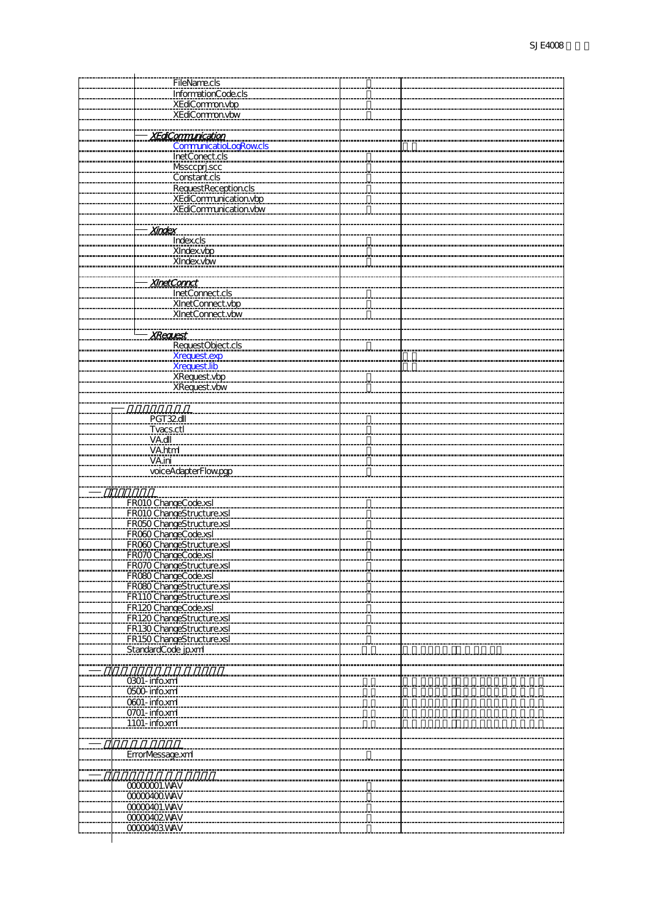| | | |
|---|---|---|
| FileName.cls | ○ | |
| InformationCode.cls | ○ | |
| XEdiCommon.vbp | ○ | |
| XEdiCommon.vbw | ○ | |
| | | |
| XEdiCommunication | | |
| CommunicatioLogRow.cls | | |
| InetConect.cls | ○ | |
| Mssccprj.scc | ○ | |
| Constant.cls | ○ | |
| RequestReception.cls | ○ | |
| XEdiCommunication.vbp | ○ | |
| XEdiCommunication.vbw | ○ | |
| | | |
| XIndex | | |
| Index.cls | ○ | |
| XIndex.vbp | ○ | |
| XIndex.vbw | ○ | |
| | | |
| XInetConnct | | |
| InetConnect.cls | ○ | |
| XInetConnect.vbp | ○ | |
| XInetConnect.vbw | ○ | |
| | | |
| XRequest | | |
| RequestObject.cls | ○ | |
| Xrequest.exp | | |
| Xrequest.lib | | |
| XRequest.vbp | ○ | |
| XRequest.vbw | ○ | |
| | | |
| | | |
| PGT32.dll | ○ | |
| Tvacs.ctl | ○ | |
| VA.dll | ○ | |
| VA.html | ○ | |
| VA.ini | ○ | |
| voiceAdapterFlow.pgp | ○ | |
| | | |
| | | |
| FR010 ChangeCode.xsl | ○ | |
| FR010 ChangeStructure.xsl | ○ | |
| FR050 ChangeStructure.xsl | ○ | |
| FR060 ChangeCode.xsl | ○ | |
| FR060 ChangeStructure.xsl | ○ | |
| FR070 ChangeCode.xsl | ○ | |
| FR070 ChangeStructure.xsl | ○ | |
| FR080 ChangeCode.xsl | ○ | |
| FR080 ChangeStructure.xsl | ○ | |
| FR110 ChangeStructure.xsl | ○ | |
| FR120 ChangeCode.xsl | ○ | |
| FR120 ChangeStructure.xsl | ○ | |
| FR130 ChangeStructure.xsl | ○ | |
| FR150 ChangeStructure.xsl | ○ | |
| StandardCode jp.xml | | |
| | | |
| | | |
| 0301-info.xml | | |
| 0500-info.xml | | |
| 0601-info.xml | | |
| 0701-info.xml | | |
| 1101-info.xml | | |
| | | |
| | | |
| ErrorMessage.xml | ○ | |
| | | |
| | | |
| 00000001.WAV | ○ | |
| 00000400.WAV | ○ | |
| 00000401.WAV | ○ | |
| 00000402.WAV | ○ | |
| 00000403.WAV | ○ | |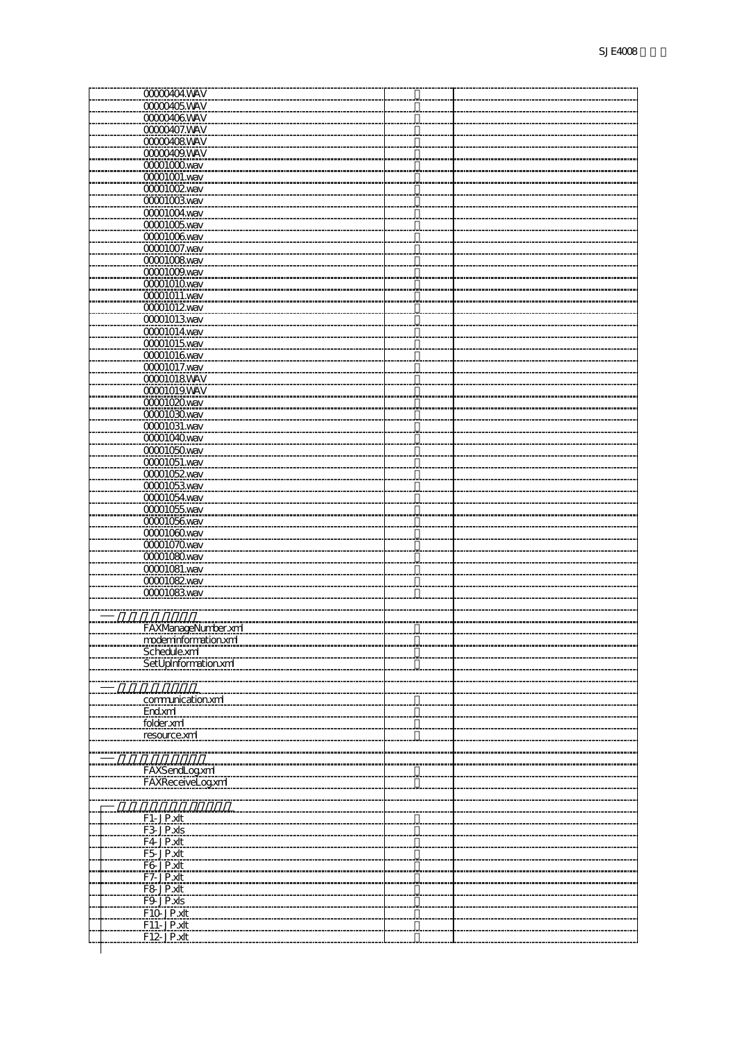| | | |
|---|---|---|
| 00000404.WAV | | |
| 00000405.WAV | | |
| 00000406.WAV | | |
| 00000407.WAV | | |
| 00000408.WAV | | |
| 00000409.WAV | | |
| 00001000.wav | | |
| 00001001.wav | | |
| 00001002.wav | | |
| 00001003.wav | | |
| 00001004.wav | | |
| 00001005.wav | | |
| 00001006.wav | | |
| 00001007.wav | | |
| 00001008.wav | | |
| 00001009.wav | | |
| 00001010.wav | | |
| 00001011.wav | | |
| 00001012.wav | | |
| 00001013.wav | | |
| 00001014.wav | | |
| 00001015.wav | | |
| 00001016.wav | | |
| 00001017.wav | | |
| 00001018.WAV | | |
| 00001019.WAV | | |
| 00001020.wav | | |
| 00001030.wav | | |
| 00001031.wav | | |
| 00001040.wav | | |
| 00001050.wav | | |
| 00001051.wav | | |
| 00001052.wav | | |
| 00001053.wav | | |
| 00001054.wav | | |
| 00001055.wav | | |
| 00001056.wav | | |
| 00001060.wav | | |
| 00001070.wav | | |
| 00001080.wav | | |
| 00001081.wav | | |
| 00001082.wav | | |
| 00001083.wav | | |
| | | |
| FAXManageNumber.xml | | |
| modemInformation.xml | | |
| Schedule.xml | | |
| SetUpInformation.xml | | |
| | | |
| communication.xml | | |
| End.xml | | |
| folder.xml | | |
| resource.xml | | |
| | | |
| FAXSendLog.xml | | |
| FAXReceiveLog.xml | | |
| | | |
| F1-JP.xlt | | |
| F3-JP.xls | | |
| F4-JP.xlt | | |
| F5-JP.xlt | | |
| F6-JP.xlt | | |
| F7-JP.xlt | | |
| F8-JP.xlt | | |
| F9-JP.xls | | |
| F10-JP.xlt | | |
| F11-JP.xlt | | |
| F12-JP.xlt | | |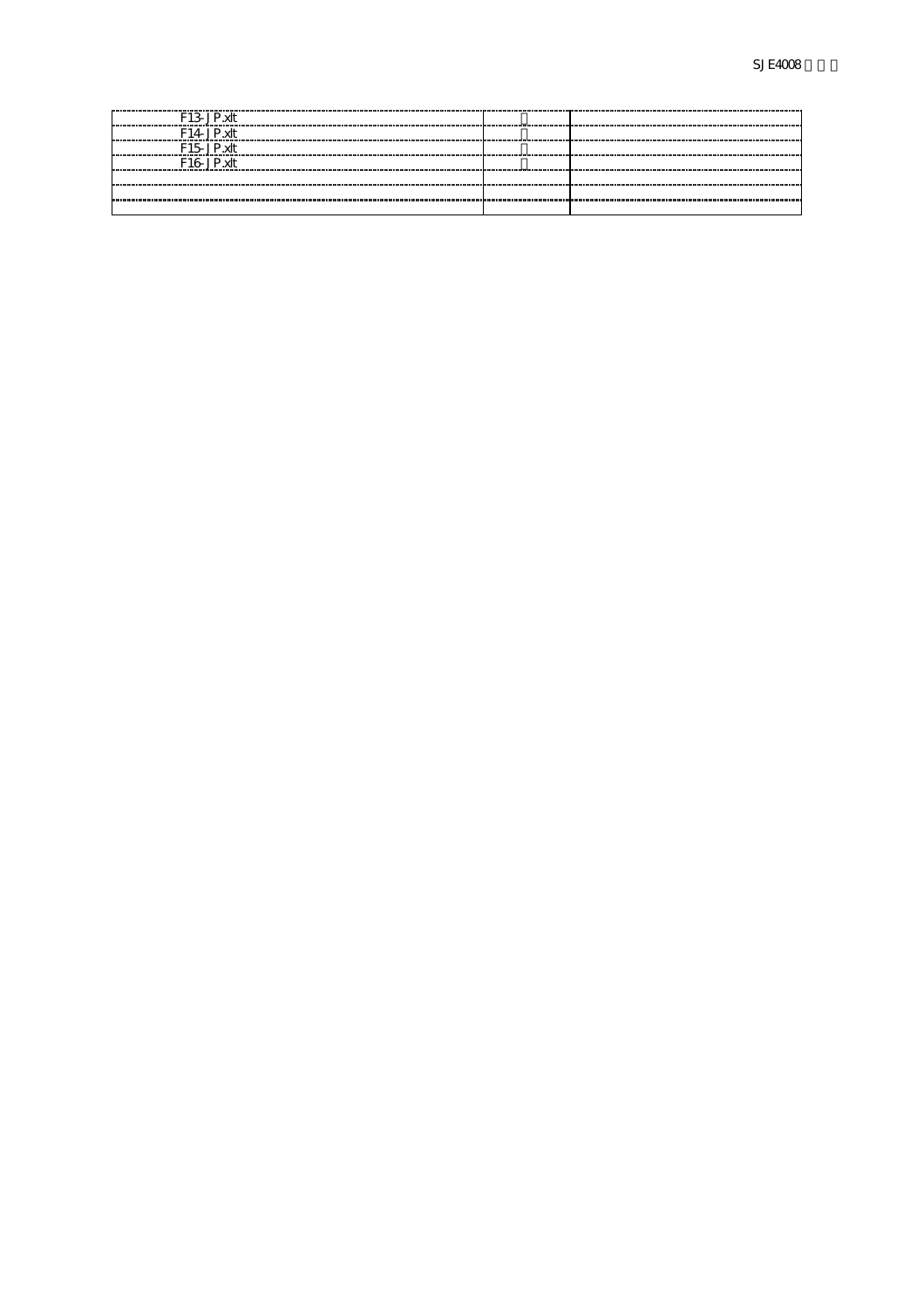| | | |
|---|---|---|
| F13-JP.xlt | | |
| F14-JP.xlt | | |
| F15-JP.xlt | | |
| F16-JP.xlt | | |
| | | |
| | | |
| | | |